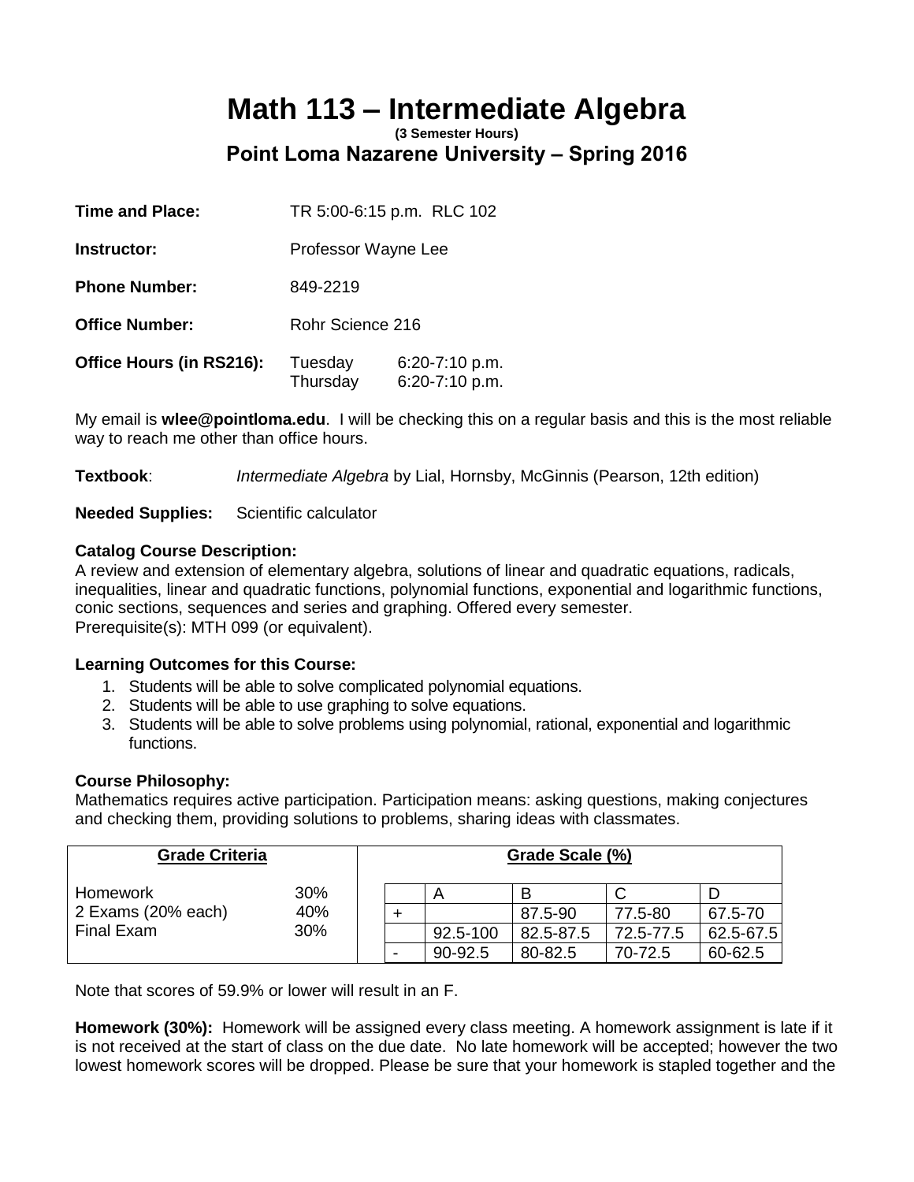# Math 113 – Intermediate Algebra

**(3 Semester Hours)**

## Point Loma Nazarene University – Spring 2016

**Time and Place:** TR 5:00-6:15 p.m. RLC 102

**Instructor:** Professor Wayne Lee

**Phone Number:** 849-2219

**Office Number:** Rohr Science 216

**Office Hours (in RS216):** Tuesday 6:20-7:10 p.m.
Thursday 6:20-7:10 p.m.

My email is **wlee@pointloma.edu**. I will be checking this on a regular basis and this is the most reliable way to reach me other than office hours.

**Textbook**: *Intermediate Algebra* by Lial, Hornsby, McGinnis (Pearson, 12th edition)

**Needed Supplies:** Scientific calculator

**Catalog Course Description:**
A review and extension of elementary algebra, solutions of linear and quadratic equations, radicals, inequalities, linear and quadratic functions, polynomial functions, exponential and logarithmic functions, conic sections, sequences and series and graphing. Offered every semester.
Prerequisite(s): MTH 099 (or equivalent).

**Learning Outcomes for this Course:**

1. Students will be able to solve complicated polynomial equations.
2. Students will be able to use graphing to solve equations.
3. Students will be able to solve problems using polynomial, rational, exponential and logarithmic functions.

**Course Philosophy:**
Mathematics requires active participation. Participation means: asking questions, making conjectures and checking them, providing solutions to problems, sharing ideas with classmates.

**Grade Criteria**

| Component | Weight |
|---|---|
| Homework | 30% |
| 2 Exams (20% each) | 40% |
| Final Exam | 30% |

**Grade Scale (%)**

| | A | B | C | D |
|---|---|---|---|---|
| + | | 87.5-90 | 77.5-80 | 67.5-70 |
| | 92.5-100 | 82.5-87.5 | 72.5-77.5 | 62.5-67.5 |
| - | 90-92.5 | 80-82.5 | 70-72.5 | 60-62.5 |

Note that scores of 59.9% or lower will result in an F.

**Homework (30%):** Homework will be assigned every class meeting. A homework assignment is late if it is not received at the start of class on the due date. No late homework will be accepted; however the two lowest homework scores will be dropped. Please be sure that your homework is stapled together and the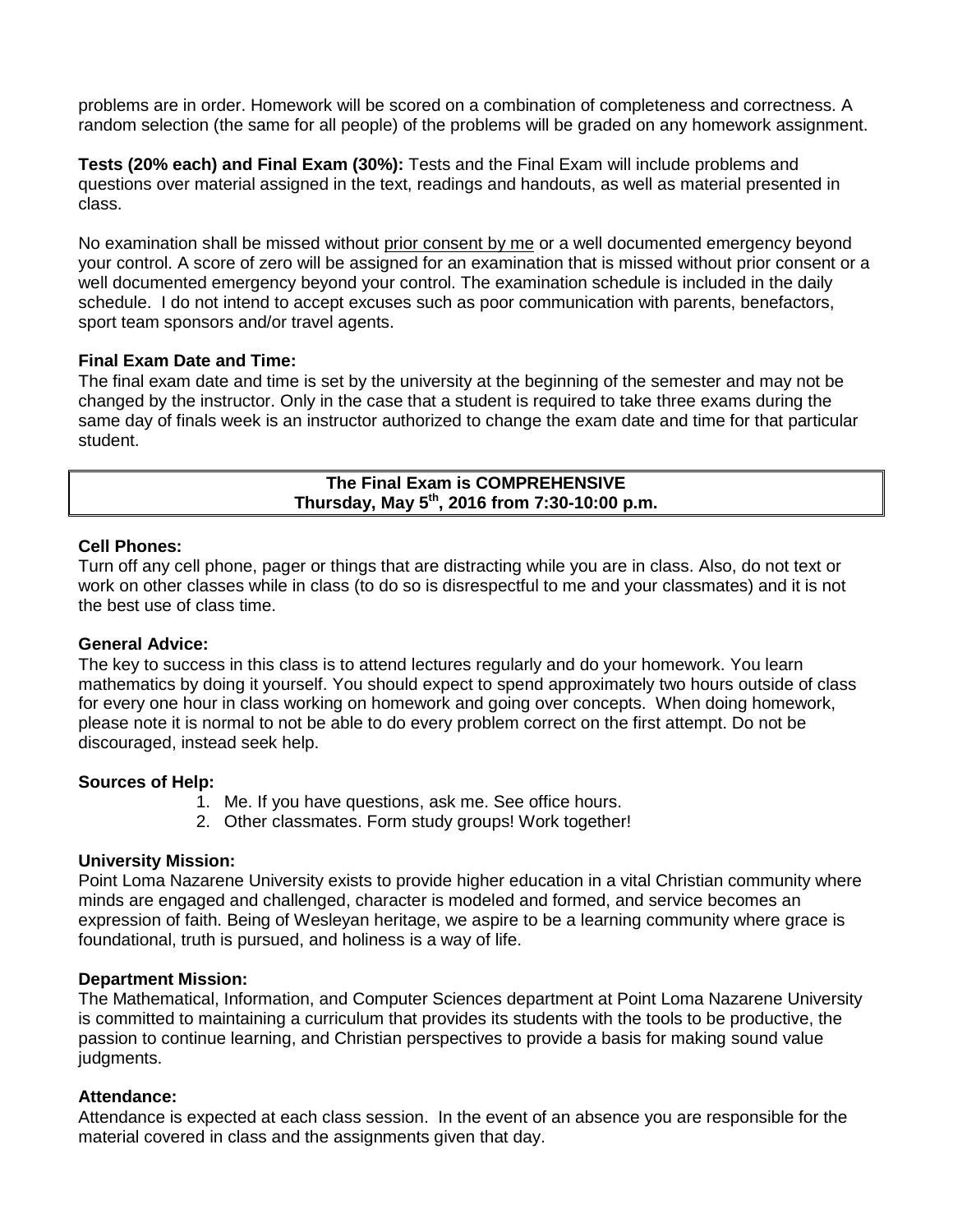problems are in order. Homework will be scored on a combination of completeness and correctness. A random selection (the same for all people) of the problems will be graded on any homework assignment.

**Tests (20% each) and Final Exam (30%):** Tests and the Final Exam will include problems and questions over material assigned in the text, readings and handouts, as well as material presented in class.

No examination shall be missed without prior consent by me or a well documented emergency beyond your control. A score of zero will be assigned for an examination that is missed without prior consent or a well documented emergency beyond your control. The examination schedule is included in the daily schedule. I do not intend to accept excuses such as poor communication with parents, benefactors, sport team sponsors and/or travel agents.

**Final Exam Date and Time:**
The final exam date and time is set by the university at the beginning of the semester and may not be changed by the instructor. Only in the case that a student is required to take three exams during the same day of finals week is an instructor authorized to change the exam date and time for that particular student.

| **The Final Exam is COMPREHENSIVE** <br> **Thursday, May 5th, 2016 from 7:30-10:00 p.m.** |
|---|

**Cell Phones:**
Turn off any cell phone, pager or things that are distracting while you are in class. Also, do not text or work on other classes while in class (to do so is disrespectful to me and your classmates) and it is not the best use of class time.

**General Advice:**
The key to success in this class is to attend lectures regularly and do your homework. You learn mathematics by doing it yourself. You should expect to spend approximately two hours outside of class for every one hour in class working on homework and going over concepts. When doing homework, please note it is normal to not be able to do every problem correct on the first attempt. Do not be discouraged, instead seek help.

**Sources of Help:**

1. Me. If you have questions, ask me. See office hours.
2. Other classmates. Form study groups! Work together!

**University Mission:**
Point Loma Nazarene University exists to provide higher education in a vital Christian community where minds are engaged and challenged, character is modeled and formed, and service becomes an expression of faith. Being of Wesleyan heritage, we aspire to be a learning community where grace is foundational, truth is pursued, and holiness is a way of life.

**Department Mission:**
The Mathematical, Information, and Computer Sciences department at Point Loma Nazarene University is committed to maintaining a curriculum that provides its students with the tools to be productive, the passion to continue learning, and Christian perspectives to provide a basis for making sound value judgments.

**Attendance:**
Attendance is expected at each class session. In the event of an absence you are responsible for the material covered in class and the assignments given that day.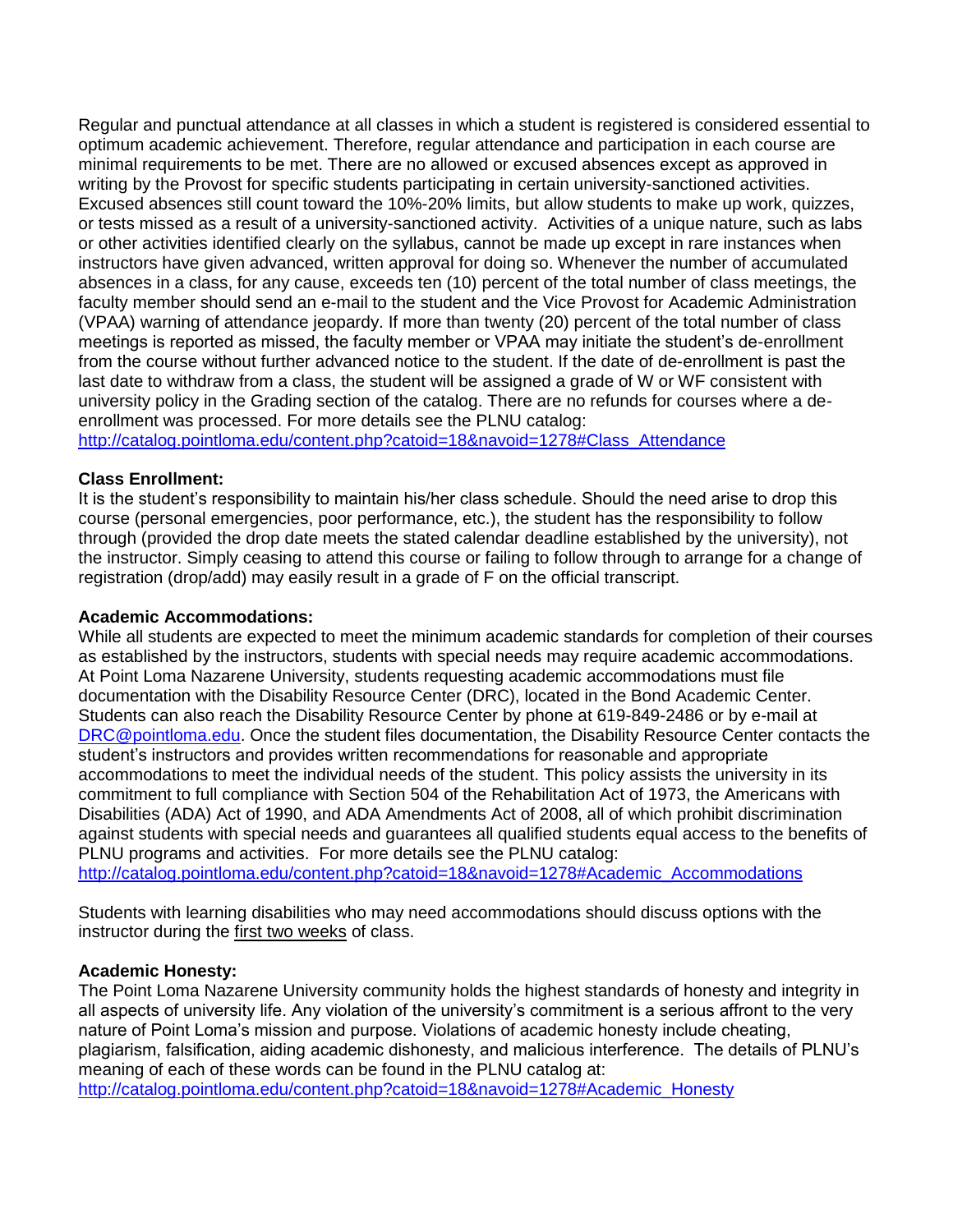Regular and punctual attendance at all classes in which a student is registered is considered essential to optimum academic achievement. Therefore, regular attendance and participation in each course are minimal requirements to be met. There are no allowed or excused absences except as approved in writing by the Provost for specific students participating in certain university-sanctioned activities. Excused absences still count toward the 10%-20% limits, but allow students to make up work, quizzes, or tests missed as a result of a university-sanctioned activity. Activities of a unique nature, such as labs or other activities identified clearly on the syllabus, cannot be made up except in rare instances when instructors have given advanced, written approval for doing so. Whenever the number of accumulated absences in a class, for any cause, exceeds ten (10) percent of the total number of class meetings, the faculty member should send an e-mail to the student and the Vice Provost for Academic Administration (VPAA) warning of attendance jeopardy. If more than twenty (20) percent of the total number of class meetings is reported as missed, the faculty member or VPAA may initiate the student's de-enrollment from the course without further advanced notice to the student. If the date of de-enrollment is past the last date to withdraw from a class, the student will be assigned a grade of W or WF consistent with university policy in the Grading section of the catalog. There are no refunds for courses where a de-enrollment was processed. For more details see the PLNU catalog: [http://catalog.pointloma.edu/content.php?catoid=18&navoid=1278#Class_Attendance](http://catalog.pointloma.edu/content.php?catoid=18&navoid=1278#Class_Attendance)

**Class Enrollment:**
It is the student's responsibility to maintain his/her class schedule. Should the need arise to drop this course (personal emergencies, poor performance, etc.), the student has the responsibility to follow through (provided the drop date meets the stated calendar deadline established by the university), not the instructor. Simply ceasing to attend this course or failing to follow through to arrange for a change of registration (drop/add) may easily result in a grade of F on the official transcript.

**Academic Accommodations:**
While all students are expected to meet the minimum academic standards for completion of their courses as established by the instructors, students with special needs may require academic accommodations. At Point Loma Nazarene University, students requesting academic accommodations must file documentation with the Disability Resource Center (DRC), located in the Bond Academic Center. Students can also reach the Disability Resource Center by phone at 619-849-2486 or by e-mail at [DRC@pointloma.edu](mailto:DRC@pointloma.edu). Once the student files documentation, the Disability Resource Center contacts the student's instructors and provides written recommendations for reasonable and appropriate accommodations to meet the individual needs of the student. This policy assists the university in its commitment to full compliance with Section 504 of the Rehabilitation Act of 1973, the Americans with Disabilities (ADA) Act of 1990, and ADA Amendments Act of 2008, all of which prohibit discrimination against students with special needs and guarantees all qualified students equal access to the benefits of PLNU programs and activities. For more details see the PLNU catalog: [http://catalog.pointloma.edu/content.php?catoid=18&navoid=1278#Academic_Accommodations](http://catalog.pointloma.edu/content.php?catoid=18&navoid=1278#Academic_Accommodations)

Students with learning disabilities who may need accommodations should discuss options with the instructor during the first two weeks of class.

**Academic Honesty:**
The Point Loma Nazarene University community holds the highest standards of honesty and integrity in all aspects of university life. Any violation of the university's commitment is a serious affront to the very nature of Point Loma's mission and purpose. Violations of academic honesty include cheating, plagiarism, falsification, aiding academic dishonesty, and malicious interference. The details of PLNU's meaning of each of these words can be found in the PLNU catalog at: [http://catalog.pointloma.edu/content.php?catoid=18&navoid=1278#Academic_Honesty](http://catalog.pointloma.edu/content.php?catoid=18&navoid=1278#Academic_Honesty)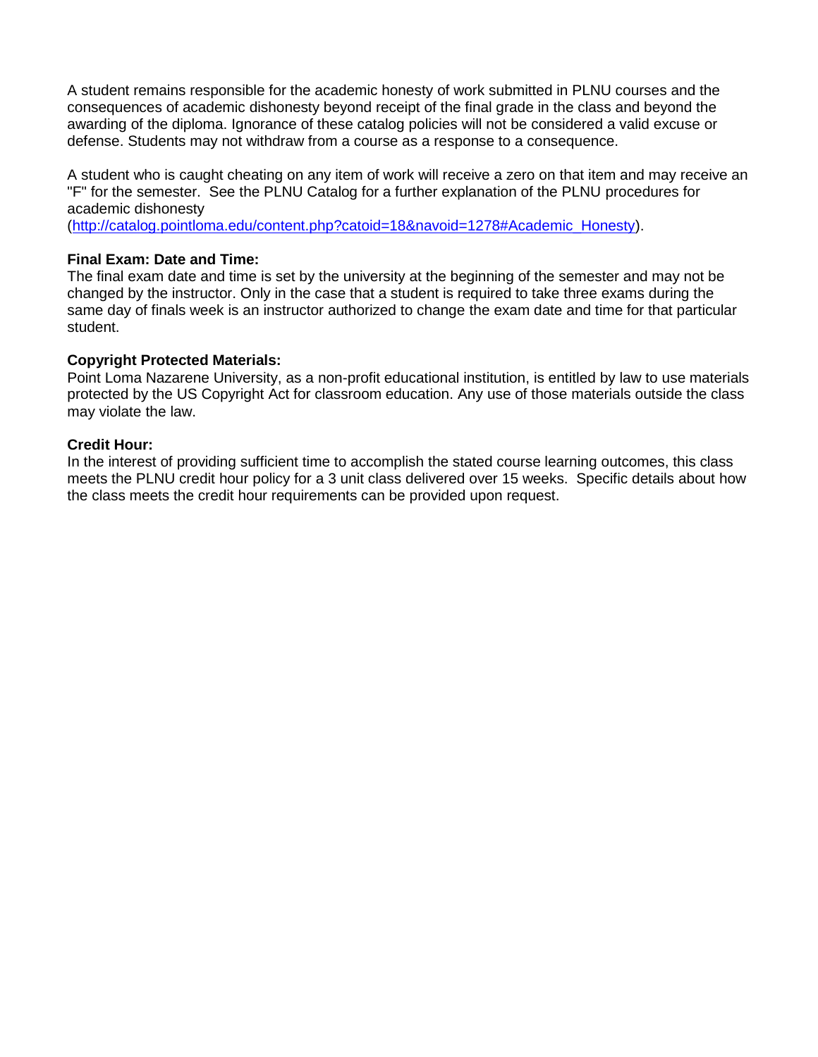A student remains responsible for the academic honesty of work submitted in PLNU courses and the consequences of academic dishonesty beyond receipt of the final grade in the class and beyond the awarding of the diploma. Ignorance of these catalog policies will not be considered a valid excuse or defense. Students may not withdraw from a course as a response to a consequence.

A student who is caught cheating on any item of work will receive a zero on that item and may receive an "F" for the semester. See the PLNU Catalog for a further explanation of the PLNU procedures for academic dishonesty (http://catalog.pointloma.edu/content.php?catoid=18&navoid=1278#Academic_Honesty).

**Final Exam: Date and Time:**
The final exam date and time is set by the university at the beginning of the semester and may not be changed by the instructor. Only in the case that a student is required to take three exams during the same day of finals week is an instructor authorized to change the exam date and time for that particular student.

**Copyright Protected Materials:**
Point Loma Nazarene University, as a non-profit educational institution, is entitled by law to use materials protected by the US Copyright Act for classroom education. Any use of those materials outside the class may violate the law.

**Credit Hour:**
In the interest of providing sufficient time to accomplish the stated course learning outcomes, this class meets the PLNU credit hour policy for a 3 unit class delivered over 15 weeks. Specific details about how the class meets the credit hour requirements can be provided upon request.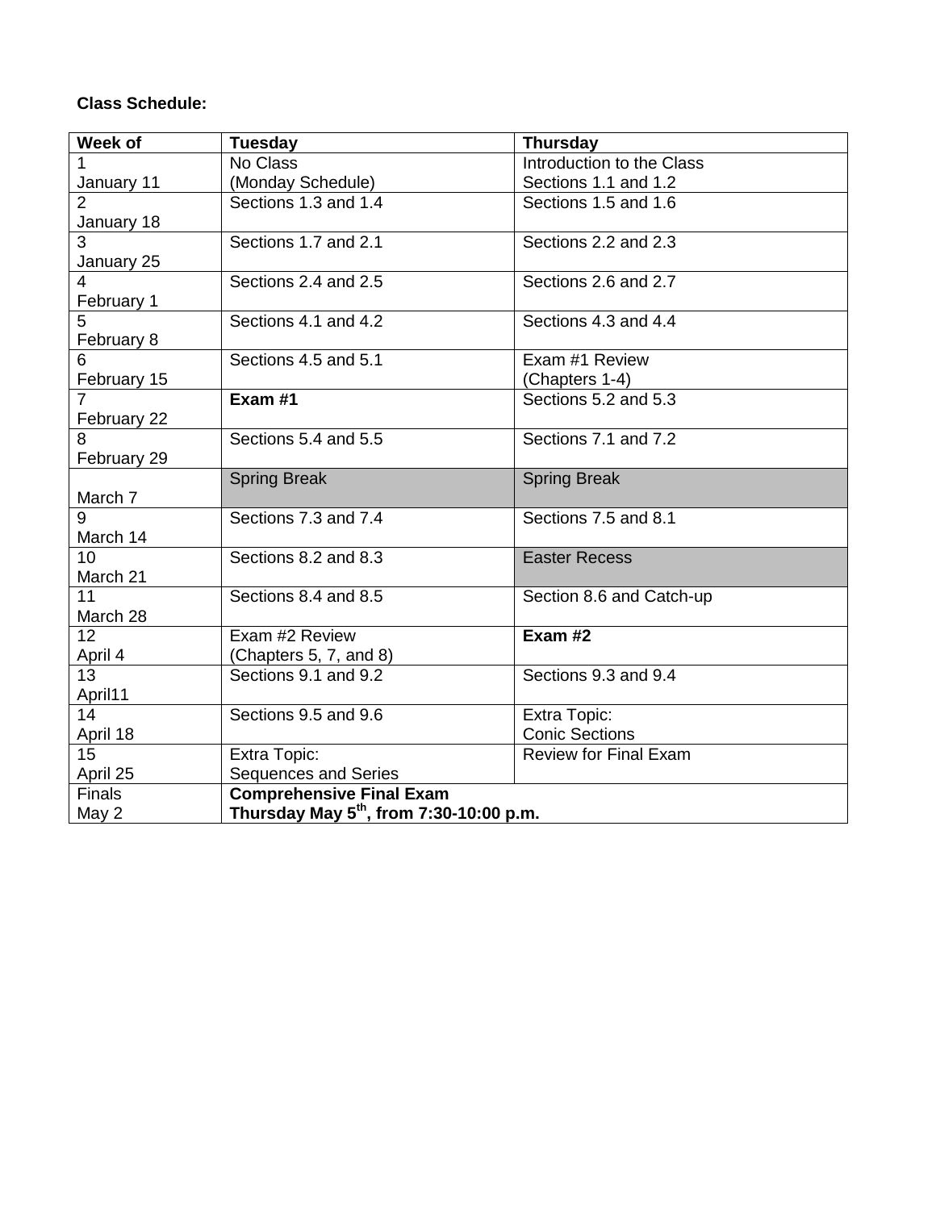**Class Schedule:**

| Week of | Tuesday | Thursday |
|---|---|---|
| 1<br>January 11 | No Class<br>(Monday Schedule) | Introduction to the Class<br>Sections 1.1 and 1.2 |
| 2<br>January 18 | Sections 1.3 and 1.4 | Sections 1.5 and 1.6 |
| 3<br>January 25 | Sections 1.7 and 2.1 | Sections 2.2 and 2.3 |
| 4<br>February 1 | Sections 2.4 and 2.5 | Sections 2.6 and 2.7 |
| 5<br>February 8 | Sections 4.1 and 4.2 | Sections 4.3 and 4.4 |
| 6<br>February 15 | Sections 4.5 and 5.1 | Exam #1 Review<br>(Chapters 1-4) |
| 7<br>February 22 | **Exam #1** | Sections 5.2 and 5.3 |
| 8<br>February 29 | Sections 5.4 and 5.5 | Sections 7.1 and 7.2 |
| March 7 | Spring Break | Spring Break |
| 9<br>March 14 | Sections 7.3 and 7.4 | Sections 7.5 and 8.1 |
| 10<br>March 21 | Sections 8.2 and 8.3 | Easter Recess |
| 11<br>March 28 | Sections 8.4 and 8.5 | Section 8.6 and Catch-up |
| 12<br>April 4 | Exam #2 Review<br>(Chapters 5, 7, and 8) | **Exam #2** |
| 13<br>April11 | Sections 9.1 and 9.2 | Sections 9.3 and 9.4 |
| 14<br>April 18 | Sections 9.5 and 9.6 | Extra Topic:<br>Conic Sections |
| 15<br>April 25 | Extra Topic:<br>Sequences and Series | Review for Final Exam |
| Finals<br>May 2 | **Comprehensive Final Exam**<br>**Thursday May 5th, from 7:30-10:00 p.m.** | |